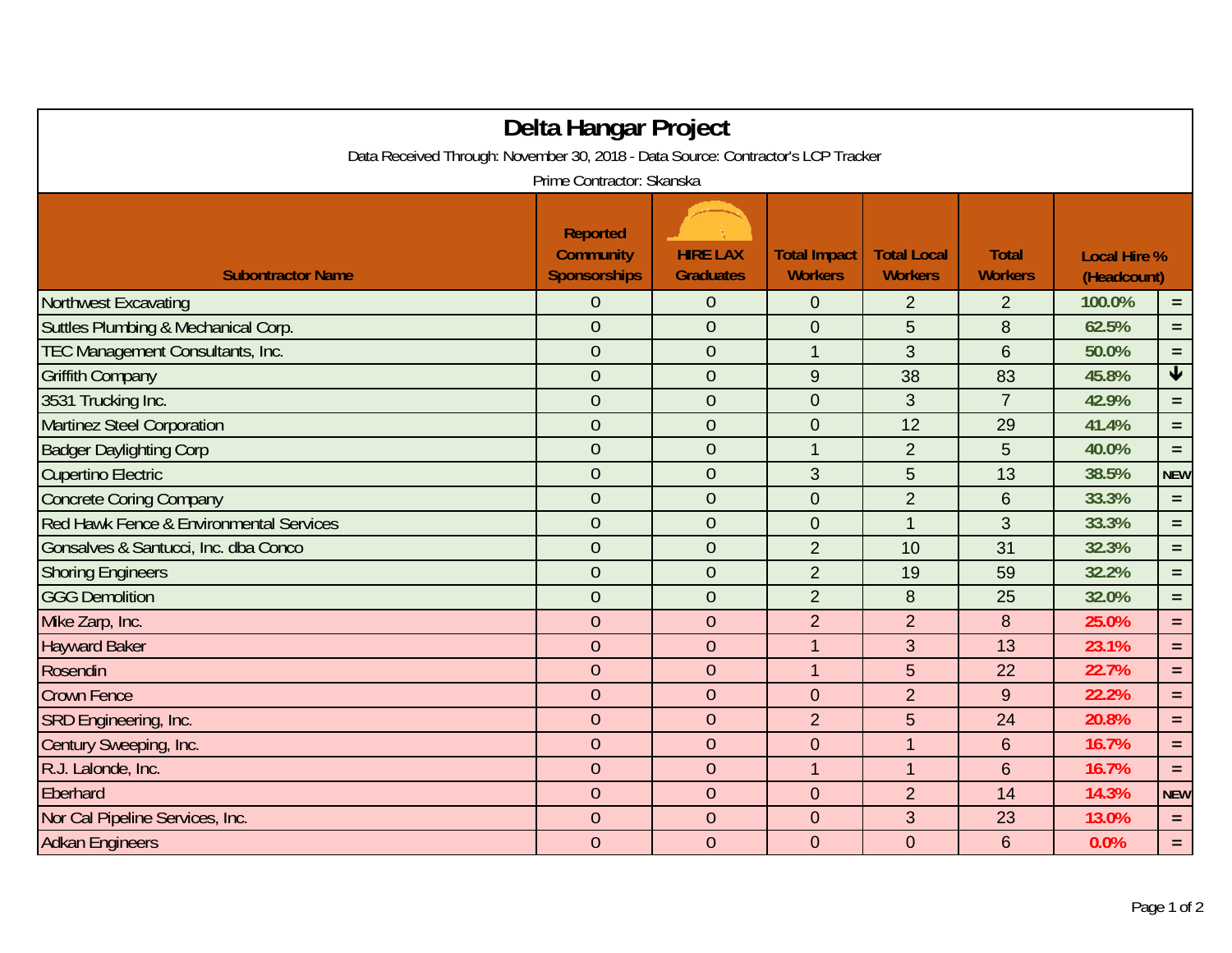# Delta Hangar Project

Data Received Through: November 30, 2018 - Data Source: Contractor's LCP Tracker

Prime Contractor: Skanska

| Subontractor Name | Reported Community Sponsorships | HIRE LAX Graduates | Total Impact Workers | Total Local Workers | Total Workers | Local Hire % (Headcount) | |
|---|---|---|---|---|---|---|---|
| Northwest Excavating | 0 | 0 | 0 | 2 | 2 | 100.0% | = |
| Suttles Plumbing & Mechanical Corp. | 0 | 0 | 0 | 5 | 8 | 62.5% | = |
| TEC Management Consultants, Inc. | 0 | 0 | 1 | 3 | 6 | 50.0% | = |
| Griffith Company | 0 | 0 | 9 | 38 | 83 | 45.8% | ↓ |
| 3531 Trucking Inc. | 0 | 0 | 0 | 3 | 7 | 42.9% | = |
| Martinez Steel Corporation | 0 | 0 | 0 | 12 | 29 | 41.4% | = |
| Badger Daylighting Corp | 0 | 0 | 1 | 2 | 5 | 40.0% | = |
| Cupertino Electric | 0 | 0 | 3 | 5 | 13 | 38.5% | NEW |
| Concrete Coring Company | 0 | 0 | 0 | 2 | 6 | 33.3% | = |
| Red Hawk Fence & Environmental Services | 0 | 0 | 0 | 1 | 3 | 33.3% | = |
| Gonsalves & Santucci, Inc. dba Conco | 0 | 0 | 2 | 10 | 31 | 32.3% | = |
| Shoring Engineers | 0 | 0 | 2 | 19 | 59 | 32.2% | = |
| GGG Demolition | 0 | 0 | 2 | 8 | 25 | 32.0% | = |
| Mike Zarp, Inc. | 0 | 0 | 2 | 2 | 8 | 25.0% | = |
| Hayward Baker | 0 | 0 | 1 | 3 | 13 | 23.1% | = |
| Rosendin | 0 | 0 | 1 | 5 | 22 | 22.7% | = |
| Crown Fence | 0 | 0 | 0 | 2 | 9 | 22.2% | = |
| SRD Engineering, Inc. | 0 | 0 | 2 | 5 | 24 | 20.8% | = |
| Century Sweeping, Inc. | 0 | 0 | 0 | 1 | 6 | 16.7% | = |
| R.J. Lalonde, Inc. | 0 | 0 | 1 | 1 | 6 | 16.7% | = |
| Eberhard | 0 | 0 | 0 | 2 | 14 | 14.3% | NEW |
| Nor Cal Pipeline Services, Inc. | 0 | 0 | 0 | 3 | 23 | 13.0% | = |
| Adkan Engineers | 0 | 0 | 0 | 0 | 6 | 0.0% | = |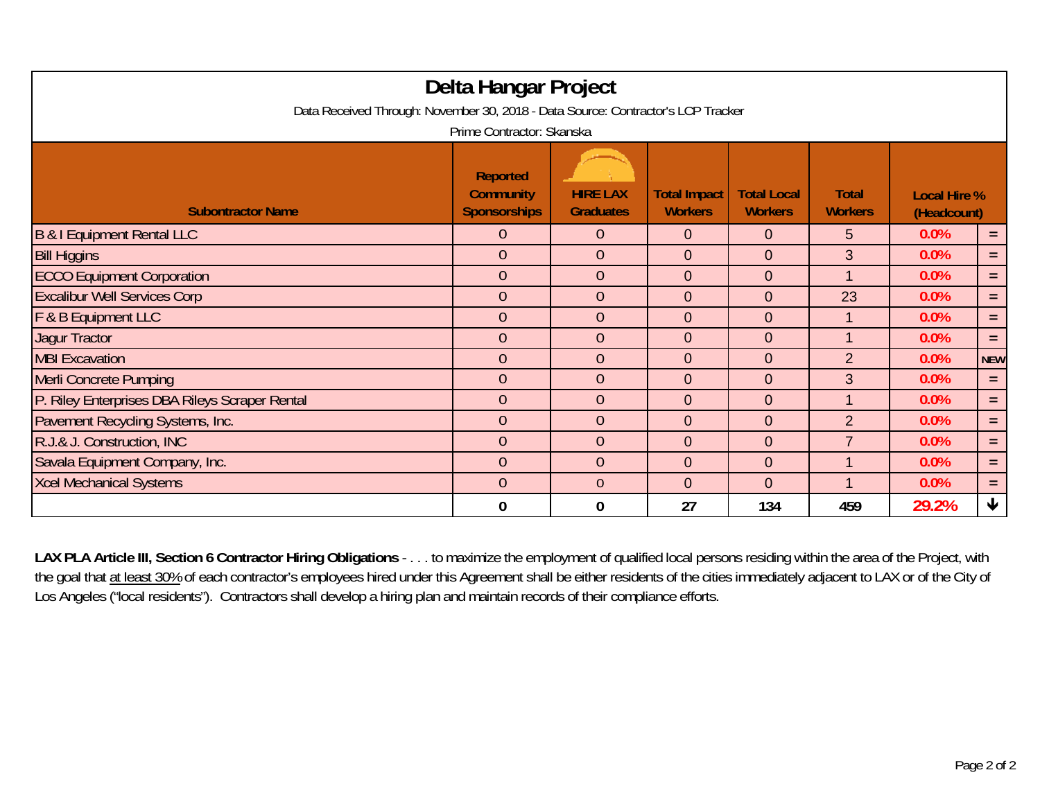# Delta Hangar Project

Data Received Through: November 30, 2018 - Data Source: Contractor's LCP Tracker

Prime Contractor: Skanska

| Subontractor Name | Reported Community Sponsorships | HIRE LAX Graduates | Total Impact Workers | Total Local Workers | Total Workers | Local Hire % (Headcount) | |
|---|---|---|---|---|---|---|---|
| B & I Equipment Rental LLC | 0 | 0 | 0 | 0 | 5 | 0.0% | = |
| Bill Higgins | 0 | 0 | 0 | 0 | 3 | 0.0% | = |
| ECCO Equipment Corporation | 0 | 0 | 0 | 0 | 1 | 0.0% | = |
| Excalibur Well Services Corp | 0 | 0 | 0 | 0 | 23 | 0.0% | = |
| F & B Equipment LLC | 0 | 0 | 0 | 0 | 1 | 0.0% | = |
| Jagur Tractor | 0 | 0 | 0 | 0 | 1 | 0.0% | = |
| MBI Excavation | 0 | 0 | 0 | 0 | 2 | 0.0% | NEW |
| Merli Concrete Pumping | 0 | 0 | 0 | 0 | 3 | 0.0% | = |
| P. Riley Enterprises DBA Rileys Scraper Rental | 0 | 0 | 0 | 0 | 1 | 0.0% | = |
| Pavement Recycling Systems, Inc. | 0 | 0 | 0 | 0 | 2 | 0.0% | = |
| R.J.& J. Construction, INC | 0 | 0 | 0 | 0 | 7 | 0.0% | = |
| Savala Equipment Company, Inc. | 0 | 0 | 0 | 0 | 1 | 0.0% | = |
| Xcel Mechanical Systems | 0 | 0 | 0 | 0 | 1 | 0.0% | = |
| | **0** | **0** | **27** | **134** | **459** | **29.2%** | ↓ |

**LAX PLA Article III, Section 6 Contractor Hiring Obligations** - . . . to maximize the employment of qualified local persons residing within the area of the Project, with the goal that at least 30% of each contractor's employees hired under this Agreement shall be either residents of the cities immediately adjacent to LAX or of the City of Los Angeles ("local residents"). Contractors shall develop a hiring plan and maintain records of their compliance efforts.